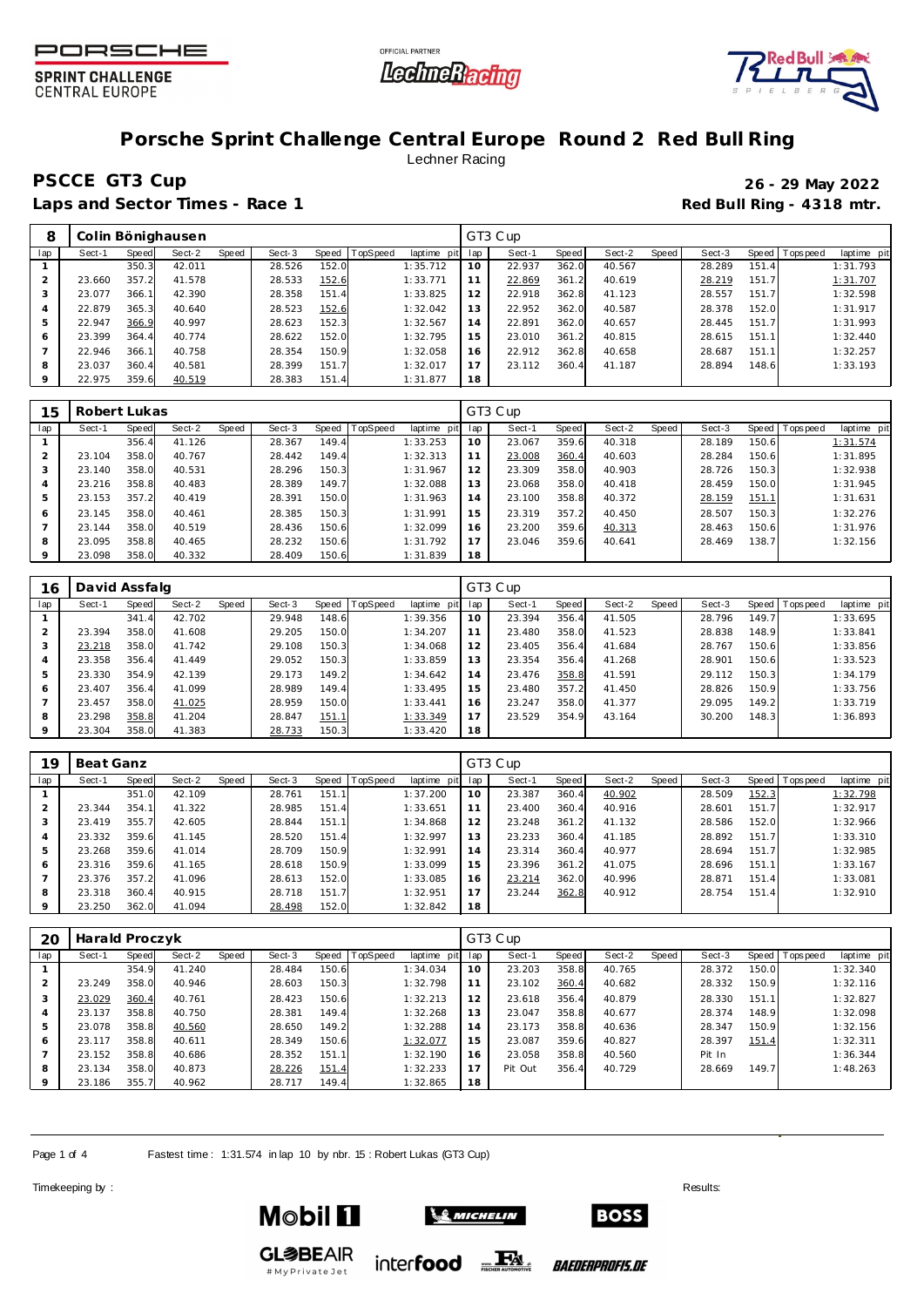# Porsche Sprint Challenge Central Europe Round 2 Red Bull Ring

Lechner Racing

## PSCCE GT3 Cup

**26 - 29 May 2022**

**Laps and Sector Times - Race 1**

**Red Bull Ring - 4318 mtr.**

| 8 | Colin Bönighausen | | | | | | | | | GT3 Cup | | | | | | | | |
|---|---|---|---|---|---|---|---|---|---|---|---|---|---|---|---|---|---|---|
| lap | Sect-1 | Speed | Sect-2 | Speed | Sect-3 | Speed | TopSpeed | laptime pit | lap | Sect-1 | Speed | Sect-2 | Speed | Sect-3 | Speed | Topspeed | laptime pit |
| 1 | | 350.3 | 42.011 | | 28.526 | 152.0 | | 1:35.712 | 10 | 22.937 | 362.0 | 40.567 | | 28.289 | 151.4 | | 1:31.793 |
| 2 | 23.660 | 357.2 | 41.578 | | 28.533 | 152.6 | | 1:33.771 | 11 | 22.869 | 361.2 | 40.619 | | 28.219 | 151.7 | | 1:31.707 |
| 3 | 23.077 | 366.1 | 42.390 | | 28.358 | 151.4 | | 1:33.825 | 12 | 22.918 | 362.8 | 41.123 | | 28.557 | 151.7 | | 1:32.598 |
| 4 | 22.879 | 365.3 | 40.640 | | 28.523 | 152.6 | | 1:32.042 | 13 | 22.952 | 362.0 | 40.587 | | 28.378 | 152.0 | | 1:31.917 |
| 5 | 22.947 | 366.9 | 40.997 | | 28.623 | 152.3 | | 1:32.567 | 14 | 22.891 | 362.0 | 40.657 | | 28.445 | 151.7 | | 1:31.993 |
| 6 | 23.399 | 364.4 | 40.774 | | 28.622 | 152.0 | | 1:32.795 | 15 | 23.010 | 361.2 | 40.815 | | 28.615 | 151.1 | | 1:32.440 |
| 7 | 22.946 | 366.1 | 40.758 | | 28.354 | 150.9 | | 1:32.058 | 16 | 22.912 | 362.8 | 40.658 | | 28.687 | 151.1 | | 1:32.257 |
| 8 | 23.037 | 360.4 | 40.581 | | 28.399 | 151.7 | | 1:32.017 | 17 | 23.112 | 360.4 | 41.187 | | 28.894 | 148.6 | | 1:33.193 |
| 9 | 22.975 | 359.6 | 40.519 | | 28.383 | 151.4 | | 1:31.877 | 18 | | | | | | | | |

| 15 | Robert Lukas | | | | | | | | | GT3 Cup | | | | | | | | |
|---|---|---|---|---|---|---|---|---|---|---|---|---|---|---|---|---|---|---|
| lap | Sect-1 | Speed | Sect-2 | Speed | Sect-3 | Speed | TopSpeed | laptime pit | lap | Sect-1 | Speed | Sect-2 | Speed | Sect-3 | Speed | Topspeed | laptime pit |
| 1 | | 356.4 | 41.126 | | 28.367 | 149.4 | | 1:33.253 | 10 | 23.067 | 359.6 | 40.318 | | 28.189 | 150.6 | | 1:31.574 |
| 2 | 23.104 | 358.0 | 40.767 | | 28.442 | 149.4 | | 1:32.313 | 11 | 23.008 | 360.4 | 40.603 | | 28.284 | 150.6 | | 1:31.895 |
| 3 | 23.140 | 358.0 | 40.531 | | 28.296 | 150.3 | | 1:31.967 | 12 | 23.309 | 358.0 | 40.903 | | 28.726 | 150.3 | | 1:32.938 |
| 4 | 23.216 | 358.8 | 40.483 | | 28.389 | 149.7 | | 1:32.088 | 13 | 23.068 | 358.0 | 40.418 | | 28.459 | 150.0 | | 1:31.945 |
| 5 | 23.153 | 357.2 | 40.419 | | 28.391 | 150.0 | | 1:31.963 | 14 | 23.100 | 358.8 | 40.372 | | 28.159 | 151.1 | | 1:31.631 |
| 6 | 23.145 | 358.0 | 40.461 | | 28.385 | 150.3 | | 1:31.991 | 15 | 23.319 | 357.2 | 40.450 | | 28.507 | 150.3 | | 1:32.276 |
| 7 | 23.144 | 358.0 | 40.519 | | 28.436 | 150.6 | | 1:32.099 | 16 | 23.200 | 359.6 | 40.313 | | 28.463 | 150.6 | | 1:31.976 |
| 8 | 23.095 | 358.8 | 40.465 | | 28.232 | 150.6 | | 1:31.792 | 17 | 23.046 | 359.6 | 40.641 | | 28.469 | 138.7 | | 1:32.156 |
| 9 | 23.098 | 358.0 | 40.332 | | 28.409 | 150.6 | | 1:31.839 | 18 | | | | | | | | |

| 16 | David Assfalg | | | | | | | | | GT3 Cup | | | | | | | | |
|---|---|---|---|---|---|---|---|---|---|---|---|---|---|---|---|---|---|---|
| lap | Sect-1 | Speed | Sect-2 | Speed | Sect-3 | Speed | TopSpeed | laptime pit | lap | Sect-1 | Speed | Sect-2 | Speed | Sect-3 | Speed | Topspeed | laptime pit |
| 1 | | 341.4 | 42.702 | | 29.948 | 148.6 | | 1:39.356 | 10 | 23.394 | 356.4 | 41.505 | | 28.796 | 149.7 | | 1:33.695 |
| 2 | 23.394 | 358.0 | 41.608 | | 29.205 | 150.0 | | 1:34.207 | 11 | 23.480 | 358.0 | 41.523 | | 28.838 | 148.9 | | 1:33.841 |
| 3 | 23.218 | 358.0 | 41.742 | | 29.108 | 150.3 | | 1:34.068 | 12 | 23.405 | 356.4 | 41.684 | | 28.767 | 150.6 | | 1:33.856 |
| 4 | 23.358 | 356.4 | 41.449 | | 29.052 | 150.3 | | 1:33.859 | 13 | 23.354 | 356.4 | 41.268 | | 28.901 | 150.6 | | 1:33.523 |
| 5 | 23.330 | 354.9 | 42.139 | | 29.173 | 149.2 | | 1:34.642 | 14 | 23.476 | 358.8 | 41.591 | | 29.112 | 150.3 | | 1:34.179 |
| 6 | 23.407 | 356.4 | 41.099 | | 28.989 | 149.4 | | 1:33.495 | 15 | 23.480 | 357.2 | 41.450 | | 28.826 | 150.9 | | 1:33.756 |
| 7 | 23.457 | 358.0 | 41.025 | | 28.959 | 150.0 | | 1:33.441 | 16 | 23.247 | 358.0 | 41.377 | | 29.095 | 149.2 | | 1:33.719 |
| 8 | 23.298 | 358.8 | 41.204 | | 28.847 | 151.1 | | 1:33.349 | 17 | 23.529 | 354.9 | 43.164 | | 30.200 | 148.3 | | 1:36.893 |
| 9 | 23.304 | 358.0 | 41.383 | | 28.733 | 150.3 | | 1:33.420 | 18 | | | | | | | | |

| 19 | Beat Ganz | | | | | | | | | GT3 Cup | | | | | | | | |
|---|---|---|---|---|---|---|---|---|---|---|---|---|---|---|---|---|---|---|
| lap | Sect-1 | Speed | Sect-2 | Speed | Sect-3 | Speed | TopSpeed | laptime pit | lap | Sect-1 | Speed | Sect-2 | Speed | Sect-3 | Speed | Topspeed | laptime pit |
| 1 | | 351.0 | 42.109 | | 28.761 | 151.1 | | 1:37.200 | 10 | 23.387 | 360.4 | 40.902 | | 28.509 | 152.3 | | 1:32.798 |
| 2 | 23.344 | 354.1 | 41.322 | | 28.985 | 151.4 | | 1:33.651 | 11 | 23.400 | 360.4 | 40.916 | | 28.601 | 151.7 | | 1:32.917 |
| 3 | 23.419 | 355.7 | 42.605 | | 28.844 | 151.1 | | 1:34.868 | 12 | 23.248 | 361.2 | 41.132 | | 28.586 | 152.0 | | 1:32.966 |
| 4 | 23.332 | 359.6 | 41.145 | | 28.520 | 151.4 | | 1:32.997 | 13 | 23.233 | 360.4 | 41.185 | | 28.892 | 151.7 | | 1:33.310 |
| 5 | 23.268 | 359.6 | 41.014 | | 28.709 | 150.9 | | 1:32.991 | 14 | 23.314 | 360.4 | 40.977 | | 28.694 | 151.7 | | 1:32.985 |
| 6 | 23.316 | 359.6 | 41.165 | | 28.618 | 150.9 | | 1:33.099 | 15 | 23.396 | 361.2 | 41.075 | | 28.696 | 151.1 | | 1:33.167 |
| 7 | 23.376 | 357.2 | 41.096 | | 28.613 | 152.0 | | 1:33.085 | 16 | 23.214 | 362.0 | 40.996 | | 28.871 | 151.4 | | 1:33.081 |
| 8 | 23.318 | 360.4 | 40.915 | | 28.718 | 151.7 | | 1:32.951 | 17 | 23.244 | 362.8 | 40.912 | | 28.754 | 151.4 | | 1:32.910 |
| 9 | 23.250 | 362.0 | 41.094 | | 28.498 | 152.0 | | 1:32.842 | 18 | | | | | | | | |

| 20 | Harald Proczyk | | | | | | | | | GT3 Cup | | | | | | | | |
|---|---|---|---|---|---|---|---|---|---|---|---|---|---|---|---|---|---|---|
| lap | Sect-1 | Speed | Sect-2 | Speed | Sect-3 | Speed | TopSpeed | laptime pit | lap | Sect-1 | Speed | Sect-2 | Speed | Sect-3 | Speed | Topspeed | laptime pit |
| 1 | | 354.9 | 41.240 | | 28.484 | 150.6 | | 1:34.034 | 10 | 23.203 | 358.8 | 40.765 | | 28.372 | 150.0 | | 1:32.340 |
| 2 | 23.249 | 358.0 | 40.946 | | 28.603 | 150.3 | | 1:32.798 | 11 | 23.102 | 360.4 | 40.682 | | 28.332 | 150.9 | | 1:32.116 |
| 3 | 23.029 | 360.4 | 40.761 | | 28.423 | 150.6 | | 1:32.213 | 12 | 23.618 | 356.4 | 40.879 | | 28.330 | 151.1 | | 1:32.827 |
| 4 | 23.137 | 358.8 | 40.750 | | 28.381 | 149.4 | | 1:32.268 | 13 | 23.047 | 358.8 | 40.677 | | 28.374 | 148.9 | | 1:32.098 |
| 5 | 23.078 | 358.8 | 40.560 | | 28.650 | 149.2 | | 1:32.288 | 14 | 23.173 | 358.8 | 40.636 | | 28.347 | 150.9 | | 1:32.156 |
| 6 | 23.117 | 358.8 | 40.611 | | 28.349 | 150.6 | | 1:32.077 | 15 | 23.087 | 359.6 | 40.827 | | 28.397 | 151.4 | | 1:32.311 |
| 7 | 23.152 | 358.8 | 40.686 | | 28.352 | 151.1 | | 1:32.190 | 16 | 23.058 | 358.8 | 40.560 | | Pit In | | | 1:36.344 |
| 8 | 23.134 | 358.0 | 40.873 | | 28.226 | 151.4 | | 1:32.233 | 17 | Pit Out | 356.4 | 40.729 | | 28.669 | 149.7 | | 1:48.263 |
| 9 | 23.186 | 355.7 | 40.962 | | 28.717 | 149.4 | | 1:32.865 | 18 | | | | | | | | |

Fastest time : 1:31.574 in lap 10 by nbr. 15 : Robert Lukas (GT3 Cup)

Timekeeping by :

Results: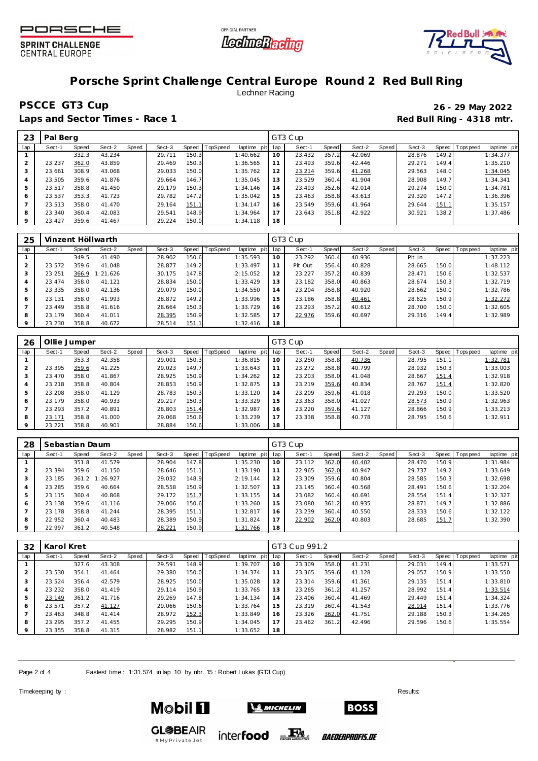# Porsche Sprint Challenge Central Europe Round 2 Red Bull Ring

Lechner Racing

## PSCCE GT3 Cup

**26 - 29 May 2022**

**Laps and Sector Times - Race 1**

**Red Bull Ring - 4318 mtr.**

| 23 | Pal Berg | | | | | | | | | GT3 Cup | | | | | | | | |
|---|---|---|---|---|---|---|---|---|---|---|---|---|---|---|---|---|---|---|
| lap | Sect-1 | Speed | Sect-2 | Speed | Sect-3 | Speed | TopSpeed | laptime pit | lap | Sect-1 | Speed | Sect-2 | Speed | Sect-3 | Speed | Topspeed | laptime pit |
| 1 | | 332.3 | 43.234 | | 29.711 | 150.3 | | 1:40.662 | 10 | 23.432 | 357.2 | 42.069 | | 28.876 | 149.2 | | 1:34.377 |
| 2 | 23.237 | 362.0 | 43.859 | | 29.469 | 150.3 | | 1:36.565 | 11 | 23.493 | 359.6 | 42.446 | | 29.271 | 149.4 | | 1:35.210 |
| 3 | 23.661 | 308.9 | 43.068 | | 29.033 | 150.0 | | 1:35.762 | 12 | 23.214 | 359.6 | 41.268 | | 29.563 | 148.0 | | 1:34.045 |
| 4 | 23.505 | 359.6 | 41.876 | | 29.664 | 146.7 | | 1:35.045 | 13 | 23.529 | 360.4 | 41.904 | | 28.908 | 149.7 | | 1:34.341 |
| 5 | 23.517 | 358.8 | 41.450 | | 29.179 | 150.3 | | 1:34.146 | 14 | 23.493 | 352.6 | 42.014 | | 29.274 | 150.0 | | 1:34.781 |
| 6 | 23.537 | 353.3 | 41.723 | | 29.782 | 147.2 | | 1:35.042 | 15 | 23.463 | 358.8 | 43.613 | | 29.320 | 147.2 | | 1:36.396 |
| 7 | 23.513 | 358.0 | 41.470 | | 29.164 | 151.1 | | 1:34.147 | 16 | 23.549 | 359.6 | 41.964 | | 29.644 | 151.1 | | 1:35.157 |
| 8 | 23.340 | 360.4 | 42.083 | | 29.541 | 148.9 | | 1:34.964 | 17 | 23.643 | 351.8 | 42.922 | | 30.921 | 138.2 | | 1:37.486 |
| 9 | 23.427 | 359.6 | 41.467 | | 29.224 | 150.0 | | 1:34.118 | 18 | | | | | | | | |

| 25 | Vinzent Höllwarth | | | | | | | | | GT3 Cup | | | | | | | | |
|---|---|---|---|---|---|---|---|---|---|---|---|---|---|---|---|---|---|---|
| lap | Sect-1 | Speed | Sect-2 | Speed | Sect-3 | Speed | TopSpeed | laptime pit | lap | Sect-1 | Speed | Sect-2 | Speed | Sect-3 | Speed | Topspeed | laptime pit |
| 1 | | 349.5 | 41.490 | | 28.902 | 150.6 | | 1:35.593 | 10 | 23.292 | 360.4 | 40.936 | | Pit In | | | 1:37.223 |
| 2 | 23.572 | 359.6 | 41.048 | | 28.877 | 149.2 | | 1:33.497 | 11 | Pit Out | 356.4 | 40.828 | | 28.665 | 150.0 | | 1:48.112 |
| 3 | 23.251 | 366.9 | 1:21.626 | | 30.175 | 147.8 | | 2:15.052 | 12 | 23.227 | 357.2 | 40.839 | | 28.471 | 150.6 | | 1:32.537 |
| 4 | 23.474 | 358.0 | 41.121 | | 28.834 | 150.0 | | 1:33.429 | 13 | 23.182 | 358.0 | 40.863 | | 28.674 | 150.3 | | 1:32.719 |
| 5 | 23.335 | 358.0 | 42.136 | | 29.079 | 150.0 | | 1:34.550 | 14 | 23.204 | 358.8 | 40.920 | | 28.662 | 150.0 | | 1:32.786 |
| 6 | 23.131 | 358.0 | 41.993 | | 28.872 | 149.2 | | 1:33.996 | 15 | 23.186 | 358.8 | 40.461 | | 28.625 | 150.9 | | 1:32.272 |
| 7 | 23.449 | 358.8 | 41.616 | | 28.664 | 150.3 | | 1:33.729 | 16 | 23.293 | 357.2 | 40.612 | | 28.700 | 150.0 | | 1:32.605 |
| 8 | 23.179 | 360.4 | 41.011 | | 28.395 | 150.9 | | 1:32.585 | 17 | 22.976 | 359.6 | 40.697 | | 29.316 | 149.4 | | 1:32.989 |
| 9 | 23.230 | 358.8 | 40.672 | | 28.514 | 151.1 | | 1:32.416 | 18 | | | | | | | | |

| 26 | Ollie Jumper | | | | | | | | | GT3 Cup | | | | | | | | |
|---|---|---|---|---|---|---|---|---|---|---|---|---|---|---|---|---|---|---|
| lap | Sect-1 | Speed | Sect-2 | Speed | Sect-3 | Speed | TopSpeed | laptime pit | lap | Sect-1 | Speed | Sect-2 | Speed | Sect-3 | Speed | Topspeed | laptime pit |
| 1 | | 353.3 | 42.358 | | 29.001 | 150.3 | | 1:36.815 | 10 | 23.250 | 358.8 | 40.736 | | 28.795 | 151.1 | | 1:32.781 |
| 2 | 23.395 | 359.6 | 41.225 | | 29.023 | 149.7 | | 1:33.643 | 11 | 23.272 | 358.8 | 40.799 | | 28.932 | 150.3 | | 1:33.003 |
| 3 | 23.470 | 358.0 | 41.867 | | 28.925 | 150.9 | | 1:34.262 | 12 | 23.203 | 358.0 | 41.048 | | 28.667 | 151.4 | | 1:32.918 |
| 4 | 23.218 | 358.8 | 40.804 | | 28.853 | 150.9 | | 1:32.875 | 13 | 23.219 | 359.6 | 40.834 | | 28.767 | 151.4 | | 1:32.820 |
| 5 | 23.208 | 358.0 | 41.129 | | 28.783 | 150.3 | | 1:33.120 | 14 | 23.209 | 359.6 | 41.018 | | 29.293 | 150.0 | | 1:33.520 |
| 6 | 23.179 | 358.0 | 40.933 | | 29.217 | 150.3 | | 1:33.329 | 15 | 23.363 | 358.0 | 41.027 | | 28.573 | 150.9 | | 1:32.963 |
| 7 | 23.293 | 357.2 | 40.891 | | 28.803 | 151.4 | | 1:32.987 | 16 | 23.220 | 359.6 | 41.127 | | 28.866 | 150.9 | | 1:33.213 |
| 8 | 23.171 | 358.8 | 41.000 | | 29.068 | 150.6 | | 1:33.239 | 17 | 23.338 | 358.8 | 40.778 | | 28.795 | 150.6 | | 1:32.911 |
| 9 | 23.221 | 358.8 | 40.901 | | 28.884 | 150.6 | | 1:33.006 | 18 | | | | | | | | |

| 28 | Sebastian Daum | | | | | | | | | GT3 Cup | | | | | | | | |
|---|---|---|---|---|---|---|---|---|---|---|---|---|---|---|---|---|---|---|
| lap | Sect-1 | Speed | Sect-2 | Speed | Sect-3 | Speed | TopSpeed | laptime pit | lap | Sect-1 | Speed | Sect-2 | Speed | Sect-3 | Speed | Topspeed | laptime pit |
| 1 | | 351.8 | 41.579 | | 28.904 | 147.8 | | 1:35.230 | 10 | 23.112 | 362.0 | 40.402 | | 28.470 | 150.9 | | 1:31.984 |
| 2 | 23.394 | 359.6 | 41.150 | | 28.646 | 151.1 | | 1:33.190 | 11 | 22.965 | 362.0 | 40.947 | | 29.737 | 149.2 | | 1:33.649 |
| 3 | 23.185 | 361.2 | 1:26.927 | | 29.032 | 148.9 | | 2:19.144 | 12 | 23.309 | 359.6 | 40.804 | | 28.585 | 150.3 | | 1:32.698 |
| 4 | 23.285 | 359.6 | 40.664 | | 28.558 | 150.9 | | 1:32.507 | 13 | 23.145 | 360.4 | 40.568 | | 28.491 | 150.6 | | 1:32.204 |
| 5 | 23.115 | 360.4 | 40.868 | | 29.172 | 151.7 | | 1:33.155 | 14 | 23.082 | 360.4 | 40.691 | | 28.554 | 151.4 | | 1:32.327 |
| 6 | 23.138 | 359.6 | 41.116 | | 29.006 | 150.6 | | 1:33.260 | 15 | 23.080 | 361.2 | 40.935 | | 28.871 | 149.7 | | 1:32.886 |
| 7 | 23.178 | 358.8 | 41.244 | | 28.395 | 151.1 | | 1:32.817 | 16 | 23.239 | 360.4 | 40.550 | | 28.333 | 150.6 | | 1:32.122 |
| 8 | 22.952 | 360.4 | 40.483 | | 28.389 | 150.9 | | 1:31.824 | 17 | 22.902 | 362.0 | 40.803 | | 28.685 | 151.7 | | 1:32.390 |
| 9 | 22.997 | 361.2 | 40.548 | | 28.221 | 150.9 | | 1:31.766 | 18 | | | | | | | | |

| 32 | Karol Kret | | | | | | | | | GT3 Cup 991.2 | | | | | | | | |
|---|---|---|---|---|---|---|---|---|---|---|---|---|---|---|---|---|---|---|
| lap | Sect-1 | Speed | Sect-2 | Speed | Sect-3 | Speed | TopSpeed | laptime pit | lap | Sect-1 | Speed | Sect-2 | Speed | Sect-3 | Speed | Topspeed | laptime pit |
| 1 | | 327.6 | 43.308 | | 29.591 | 148.9 | | 1:39.707 | 10 | 23.309 | 358.0 | 41.231 | | 29.031 | 149.4 | | 1:33.571 |
| 2 | 23.530 | 354.1 | 41.464 | | 29.380 | 150.0 | | 1:34.374 | 11 | 23.365 | 359.6 | 41.128 | | 29.057 | 150.9 | | 1:33.550 |
| 3 | 23.524 | 356.4 | 42.579 | | 28.925 | 150.0 | | 1:35.028 | 12 | 23.314 | 359.6 | 41.361 | | 29.135 | 151.4 | | 1:33.810 |
| 4 | 23.232 | 358.0 | 41.419 | | 29.114 | 150.9 | | 1:33.765 | 13 | 23.265 | 361.2 | 41.257 | | 28.992 | 151.4 | | 1:33.514 |
| 5 | 23.149 | 361.2 | 41.716 | | 29.269 | 147.8 | | 1:34.134 | 14 | 23.406 | 360.4 | 41.469 | | 29.449 | 151.4 | | 1:34.324 |
| 6 | 23.571 | 357.2 | 41.127 | | 29.066 | 150.6 | | 1:33.764 | 15 | 23.319 | 360.4 | 41.543 | | 28.914 | 151.4 | | 1:33.776 |
| 7 | 23.463 | 348.8 | 41.414 | | 28.972 | 152.3 | | 1:33.849 | 16 | 23.326 | 362.0 | 41.751 | | 29.188 | 150.3 | | 1:34.265 |
| 8 | 23.295 | 357.2 | 41.455 | | 29.295 | 150.9 | | 1:34.045 | 17 | 23.462 | 361.2 | 42.496 | | 29.596 | 150.6 | | 1:35.554 |
| 9 | 23.355 | 358.8 | 41.315 | | 28.982 | 151.1 | | 1:33.652 | 18 | | | | | | | | |

Fastest time : 1:31.574 in lap 10 by nbr. 15 : Robert Lukas (GT3 Cup)

Timekeeping by :

Results: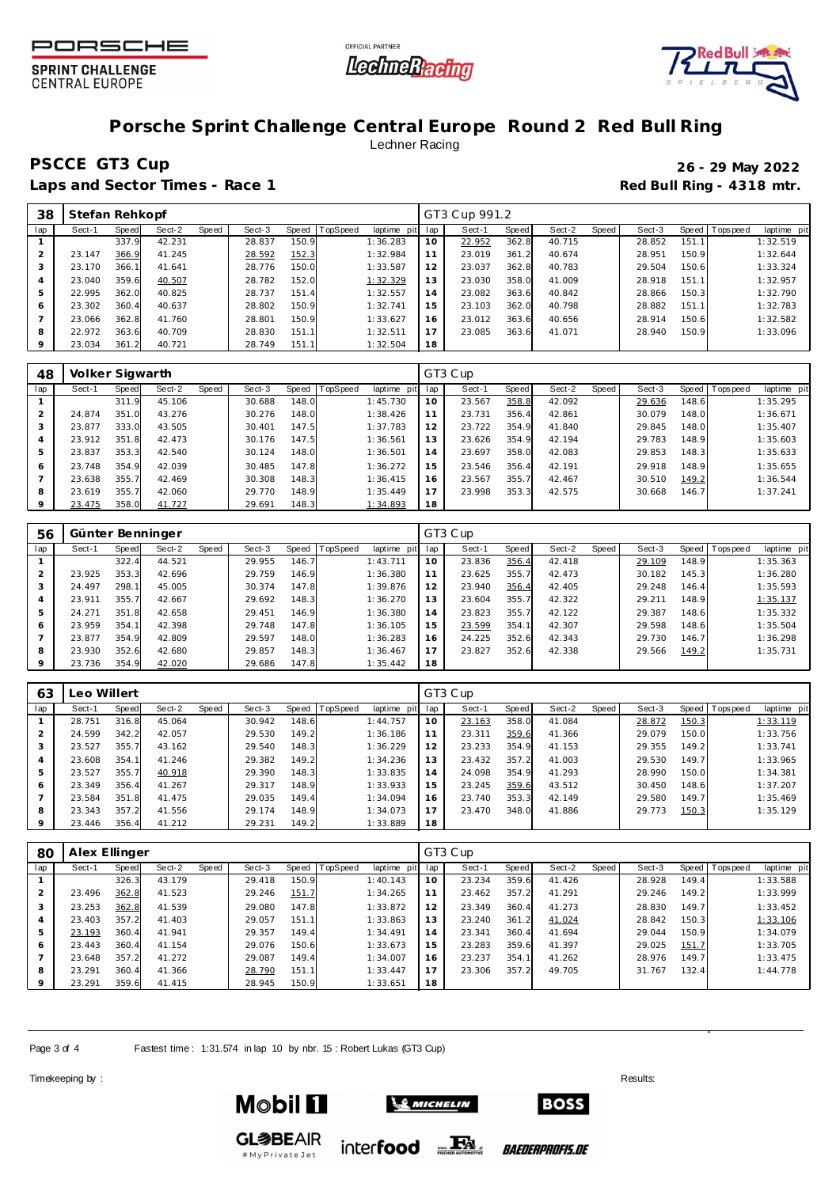# Porsche Sprint Challenge Central Europe Round 2 Red Bull Ring

Lechner Racing

## PSCCE GT3 Cup

**26 - 29 May 2022**

**Laps and Sector Times - Race 1**

**Red Bull Ring - 4318 mtr.**

| 38 | Stefan Rehkopf | | | | | | | | | GT3 Cup 991.2 | | | | | | | | |
|---|---|---|---|---|---|---|---|---|---|---|---|---|---|---|---|---|---|---|
| lap | Sect-1 | Speed | Sect-2 | Speed | Sect-3 | Speed | TopSpeed | laptime pit | lap | Sect-1 | Speed | Sect-2 | Speed | Sect-3 | Speed | Topspeed | laptime pit |
| 1 | | 337.9 | 42.231 | | 28.837 | 150.9 | | 1:36.283 | 10 | 22.952 | 362.8 | 40.715 | | 28.852 | 151.1 | | 1:32.519 |
| 2 | 23.147 | 366.9 | 41.245 | | 28.592 | 152.3 | | 1:32.984 | 11 | 23.019 | 361.2 | 40.674 | | 28.951 | 150.9 | | 1:32.644 |
| 3 | 23.170 | 366.1 | 41.641 | | 28.776 | 150.0 | | 1:33.587 | 12 | 23.037 | 362.8 | 40.783 | | 29.504 | 150.6 | | 1:33.324 |
| 4 | 23.040 | 359.6 | 40.507 | | 28.782 | 152.0 | | 1:32.329 | 13 | 23.030 | 358.0 | 41.009 | | 28.918 | 151.1 | | 1:32.957 |
| 5 | 22.995 | 362.0 | 40.825 | | 28.737 | 151.4 | | 1:32.557 | 14 | 23.082 | 363.6 | 40.842 | | 28.866 | 150.3 | | 1:32.790 |
| 6 | 23.302 | 360.4 | 40.637 | | 28.802 | 150.9 | | 1:32.741 | 15 | 23.103 | 362.0 | 40.798 | | 28.882 | 151.1 | | 1:32.783 |
| 7 | 23.066 | 362.8 | 41.760 | | 28.801 | 150.9 | | 1:33.627 | 16 | 23.012 | 363.6 | 40.656 | | 28.914 | 150.6 | | 1:32.582 |
| 8 | 22.972 | 363.6 | 40.709 | | 28.830 | 151.1 | | 1:32.511 | 17 | 23.085 | 363.6 | 41.071 | | 28.940 | 150.9 | | 1:33.096 |
| 9 | 23.034 | 361.2 | 40.721 | | 28.749 | 151.1 | | 1:32.504 | 18 | | | | | | | | |

| 48 | Volker Sigwarth | | | | | | | | | GT3 Cup | | | | | | | | |
|---|---|---|---|---|---|---|---|---|---|---|---|---|---|---|---|---|---|---|
| lap | Sect-1 | Speed | Sect-2 | Speed | Sect-3 | Speed | TopSpeed | laptime pit | lap | Sect-1 | Speed | Sect-2 | Speed | Sect-3 | Speed | Topspeed | laptime pit |
| 1 | | 311.9 | 45.106 | | 30.688 | 148.0 | | 1:45.730 | 10 | 23.567 | 358.8 | 42.092 | | 29.636 | 148.6 | | 1:35.295 |
| 2 | 24.874 | 351.0 | 43.276 | | 30.276 | 148.0 | | 1:38.426 | 11 | 23.731 | 356.4 | 42.861 | | 30.079 | 148.0 | | 1:36.671 |
| 3 | 23.877 | 333.0 | 43.505 | | 30.401 | 147.5 | | 1:37.783 | 12 | 23.722 | 354.9 | 41.840 | | 29.845 | 148.0 | | 1:35.407 |
| 4 | 23.912 | 351.8 | 42.473 | | 30.176 | 147.5 | | 1:36.561 | 13 | 23.626 | 354.9 | 42.194 | | 29.783 | 148.9 | | 1:35.603 |
| 5 | 23.837 | 353.3 | 42.540 | | 30.124 | 148.0 | | 1:36.501 | 14 | 23.697 | 358.0 | 42.083 | | 29.853 | 148.3 | | 1:35.633 |
| 6 | 23.748 | 354.9 | 42.039 | | 30.485 | 147.8 | | 1:36.272 | 15 | 23.546 | 356.4 | 42.191 | | 29.918 | 148.9 | | 1:35.655 |
| 7 | 23.638 | 355.7 | 42.469 | | 30.308 | 148.3 | | 1:36.415 | 16 | 23.567 | 355.7 | 42.467 | | 30.510 | 149.2 | | 1:36.544 |
| 8 | 23.619 | 355.7 | 42.060 | | 29.770 | 148.9 | | 1:35.449 | 17 | 23.998 | 353.3 | 42.575 | | 30.668 | 146.7 | | 1:37.241 |
| 9 | 23.475 | 358.0 | 41.727 | | 29.691 | 148.3 | | 1:34.893 | 18 | | | | | | | | |

| 56 | Günter Benninger | | | | | | | | | GT3 Cup | | | | | | | | |
|---|---|---|---|---|---|---|---|---|---|---|---|---|---|---|---|---|---|---|
| lap | Sect-1 | Speed | Sect-2 | Speed | Sect-3 | Speed | TopSpeed | laptime pit | lap | Sect-1 | Speed | Sect-2 | Speed | Sect-3 | Speed | Topspeed | laptime pit |
| 1 | | 322.4 | 44.521 | | 29.955 | 146.7 | | 1:43.711 | 10 | 23.836 | 356.4 | 42.418 | | 29.109 | 148.9 | | 1:35.363 |
| 2 | 23.925 | 353.3 | 42.696 | | 29.759 | 146.9 | | 1:36.380 | 11 | 23.625 | 355.7 | 42.473 | | 30.182 | 145.3 | | 1:36.280 |
| 3 | 24.497 | 298.1 | 45.005 | | 30.374 | 147.8 | | 1:39.876 | 12 | 23.940 | 356.4 | 42.405 | | 29.248 | 146.4 | | 1:35.593 |
| 4 | 23.911 | 355.7 | 42.667 | | 29.692 | 148.3 | | 1:36.270 | 13 | 23.604 | 355.7 | 42.322 | | 29.211 | 148.9 | | 1:35.137 |
| 5 | 24.271 | 351.8 | 42.658 | | 29.451 | 146.9 | | 1:36.380 | 14 | 23.823 | 355.7 | 42.122 | | 29.387 | 148.6 | | 1:35.332 |
| 6 | 23.959 | 354.1 | 42.398 | | 29.748 | 147.8 | | 1:36.105 | 15 | 23.599 | 354.1 | 42.307 | | 29.598 | 148.6 | | 1:35.504 |
| 7 | 23.877 | 354.9 | 42.809 | | 29.597 | 148.0 | | 1:36.283 | 16 | 24.225 | 352.6 | 42.343 | | 29.730 | 146.7 | | 1:36.298 |
| 8 | 23.930 | 352.6 | 42.680 | | 29.857 | 148.3 | | 1:36.467 | 17 | 23.827 | 352.6 | 42.338 | | 29.566 | 149.2 | | 1:35.731 |
| 9 | 23.736 | 354.9 | 42.020 | | 29.686 | 147.8 | | 1:35.442 | 18 | | | | | | | | |

| 63 | Leo Willert | | | | | | | | | GT3 Cup | | | | | | | | |
|---|---|---|---|---|---|---|---|---|---|---|---|---|---|---|---|---|---|---|
| lap | Sect-1 | Speed | Sect-2 | Speed | Sect-3 | Speed | TopSpeed | laptime pit | lap | Sect-1 | Speed | Sect-2 | Speed | Sect-3 | Speed | Topspeed | laptime pit |
| 1 | 28.751 | 316.8 | 45.064 | | 30.942 | 148.6 | | 1:44.757 | 10 | 23.163 | 358.0 | 41.084 | | 28.872 | 150.3 | | 1:33.119 |
| 2 | 24.599 | 342.2 | 42.057 | | 29.530 | 149.2 | | 1:36.186 | 11 | 23.311 | 359.6 | 41.366 | | 29.079 | 150.0 | | 1:33.756 |
| 3 | 23.527 | 355.7 | 43.162 | | 29.540 | 148.3 | | 1:36.229 | 12 | 23.233 | 354.9 | 41.153 | | 29.355 | 149.2 | | 1:33.741 |
| 4 | 23.608 | 354.1 | 41.246 | | 29.382 | 149.2 | | 1:34.236 | 13 | 23.432 | 357.2 | 41.003 | | 29.530 | 149.7 | | 1:33.965 |
| 5 | 23.527 | 355.7 | 40.918 | | 29.390 | 148.3 | | 1:33.835 | 14 | 24.098 | 354.9 | 41.293 | | 28.990 | 150.0 | | 1:34.381 |
| 6 | 23.349 | 356.4 | 41.267 | | 29.317 | 148.9 | | 1:33.933 | 15 | 23.245 | 359.6 | 43.512 | | 30.450 | 148.6 | | 1:37.207 |
| 7 | 23.584 | 351.8 | 41.475 | | 29.035 | 149.4 | | 1:34.094 | 16 | 23.740 | 353.3 | 42.149 | | 29.580 | 149.7 | | 1:35.469 |
| 8 | 23.343 | 357.2 | 41.556 | | 29.174 | 148.9 | | 1:34.073 | 17 | 23.470 | 348.0 | 41.886 | | 29.773 | 150.3 | | 1:35.129 |
| 9 | 23.446 | 356.4 | 41.212 | | 29.231 | 149.2 | | 1:33.889 | 18 | | | | | | | | |

| 80 | Alex Ellinger | | | | | | | | | GT3 Cup | | | | | | | | |
|---|---|---|---|---|---|---|---|---|---|---|---|---|---|---|---|---|---|---|
| lap | Sect-1 | Speed | Sect-2 | Speed | Sect-3 | Speed | TopSpeed | laptime pit | lap | Sect-1 | Speed | Sect-2 | Speed | Sect-3 | Speed | Topspeed | laptime pit |
| 1 | | 326.3 | 43.179 | | 29.418 | 150.9 | | 1:40.143 | 10 | 23.234 | 359.6 | 41.426 | | 28.928 | 149.4 | | 1:33.588 |
| 2 | 23.496 | 362.8 | 41.523 | | 29.246 | 151.7 | | 1:34.265 | 11 | 23.462 | 357.2 | 41.291 | | 29.246 | 149.2 | | 1:33.999 |
| 3 | 23.253 | 362.8 | 41.539 | | 29.080 | 147.8 | | 1:33.872 | 12 | 23.349 | 360.4 | 41.273 | | 28.830 | 149.7 | | 1:33.452 |
| 4 | 23.403 | 357.2 | 41.403 | | 29.057 | 151.1 | | 1:33.863 | 13 | 23.240 | 361.2 | 41.024 | | 28.842 | 150.3 | | 1:33.106 |
| 5 | 23.193 | 360.4 | 41.941 | | 29.357 | 149.4 | | 1:34.491 | 14 | 23.341 | 360.4 | 41.694 | | 29.044 | 150.9 | | 1:34.079 |
| 6 | 23.443 | 360.4 | 41.154 | | 29.076 | 150.6 | | 1:33.673 | 15 | 23.283 | 359.6 | 41.397 | | 29.025 | 151.7 | | 1:33.705 |
| 7 | 23.648 | 357.2 | 41.272 | | 29.087 | 149.4 | | 1:34.007 | 16 | 23.237 | 354.1 | 41.262 | | 28.976 | 149.7 | | 1:33.475 |
| 8 | 23.291 | 360.4 | 41.366 | | 28.790 | 151.1 | | 1:33.447 | 17 | 23.306 | 357.2 | 49.705 | | 31.767 | 132.4 | | 1:44.778 |
| 9 | 23.291 | 359.6 | 41.415 | | 28.945 | 150.9 | | 1:33.651 | 18 | | | | | | | | |

Fastest time : 1:31.574 in lap 10 by nbr. 15 : Robert Lukas (GT3 Cup)

Timekeeping by :

Results: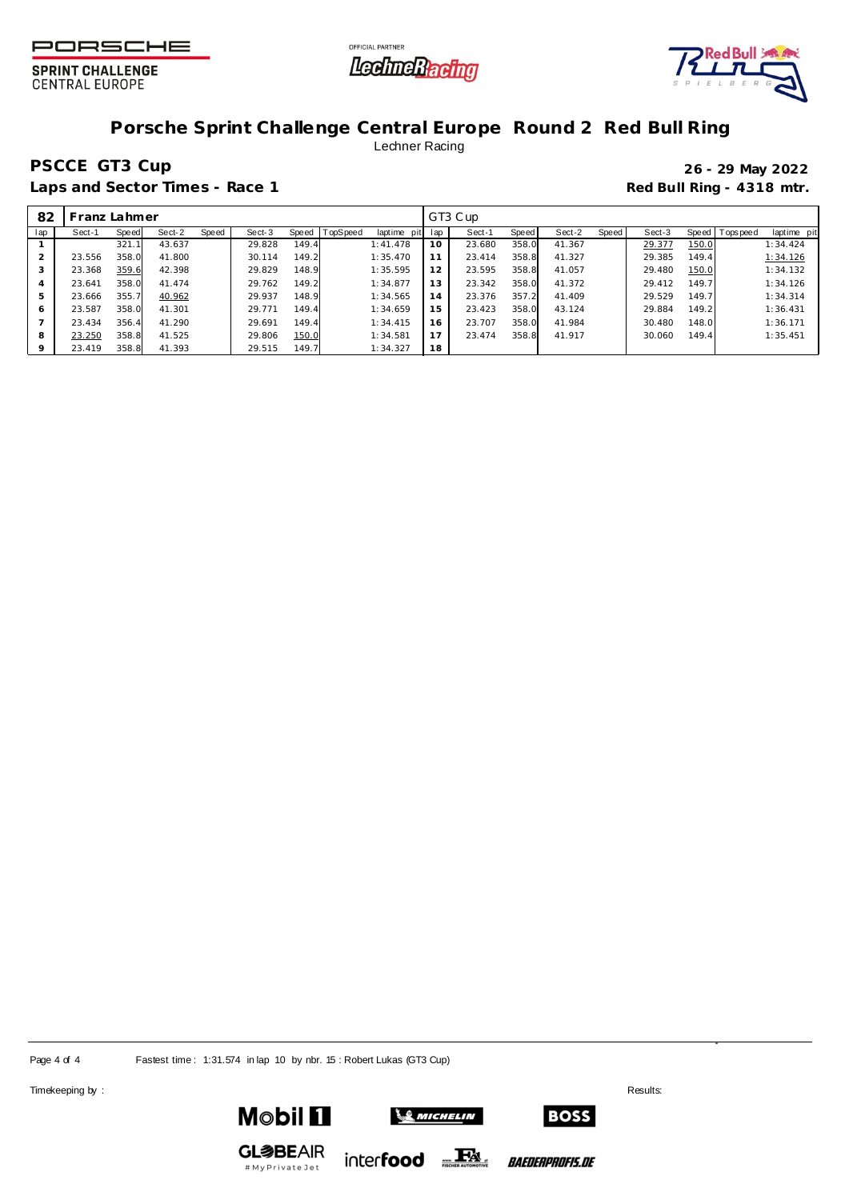# Porsche Sprint Challenge Central Europe Round 2 Red Bull Ring

Lechner Racing

## PSCCE GT3 Cup

**26 - 29 May 2022**

**Laps and Sector Times - Race 1**

**Red Bull Ring - 4318 mtr.**

| 82 | Franz Lahmer | | | | | | | | GT3 Cup | | | | | | | | |
|---|---|---|---|---|---|---|---|---|---|---|---|---|---|---|---|---|---|
| lap | Sect-1 | Speed | Sect-2 | Speed | Sect-3 | Speed | TopSpeed | laptime pit | lap | Sect-1 | Speed | Sect-2 | Speed | Sect-3 | Speed | Topspeed | laptime pit |
| 1 | | 321.1 | 43.637 | | 29.828 | 149.4 | | 1:41.478 | 10 | 23.680 | 358.0 | 41.367 | | 29.377 | 150.0 | | 1:34.424 |
| 2 | 23.556 | 358.0 | 41.800 | | 30.114 | 149.2 | | 1:35.470 | 11 | 23.414 | 358.8 | 41.327 | | 29.385 | 149.4 | | 1:34.126 |
| 3 | 23.368 | 359.6 | 42.398 | | 29.829 | 148.9 | | 1:35.595 | 12 | 23.595 | 358.8 | 41.057 | | 29.480 | 150.0 | | 1:34.132 |
| 4 | 23.641 | 358.0 | 41.474 | | 29.762 | 149.2 | | 1:34.877 | 13 | 23.342 | 358.0 | 41.372 | | 29.412 | 149.7 | | 1:34.126 |
| 5 | 23.666 | 355.7 | 40.962 | | 29.937 | 148.9 | | 1:34.565 | 14 | 23.376 | 357.2 | 41.409 | | 29.529 | 149.7 | | 1:34.314 |
| 6 | 23.587 | 358.0 | 41.301 | | 29.771 | 149.4 | | 1:34.659 | 15 | 23.423 | 358.0 | 43.124 | | 29.884 | 149.2 | | 1:36.431 |
| 7 | 23.434 | 356.4 | 41.290 | | 29.691 | 149.4 | | 1:34.415 | 16 | 23.707 | 358.0 | 41.984 | | 30.480 | 148.0 | | 1:36.171 |
| 8 | 23.250 | 358.8 | 41.525 | | 29.806 | 150.0 | | 1:34.581 | 17 | 23.474 | 358.8 | 41.917 | | 30.060 | 149.4 | | 1:35.451 |
| 9 | 23.419 | 358.8 | 41.393 | | 29.515 | 149.7 | | 1:34.327 | 18 | | | | | | | | |

Fastest time : 1:31.574 in lap 10 by nbr. 15 : Robert Lukas (GT3 Cup)

Timekeeping by :

Results: